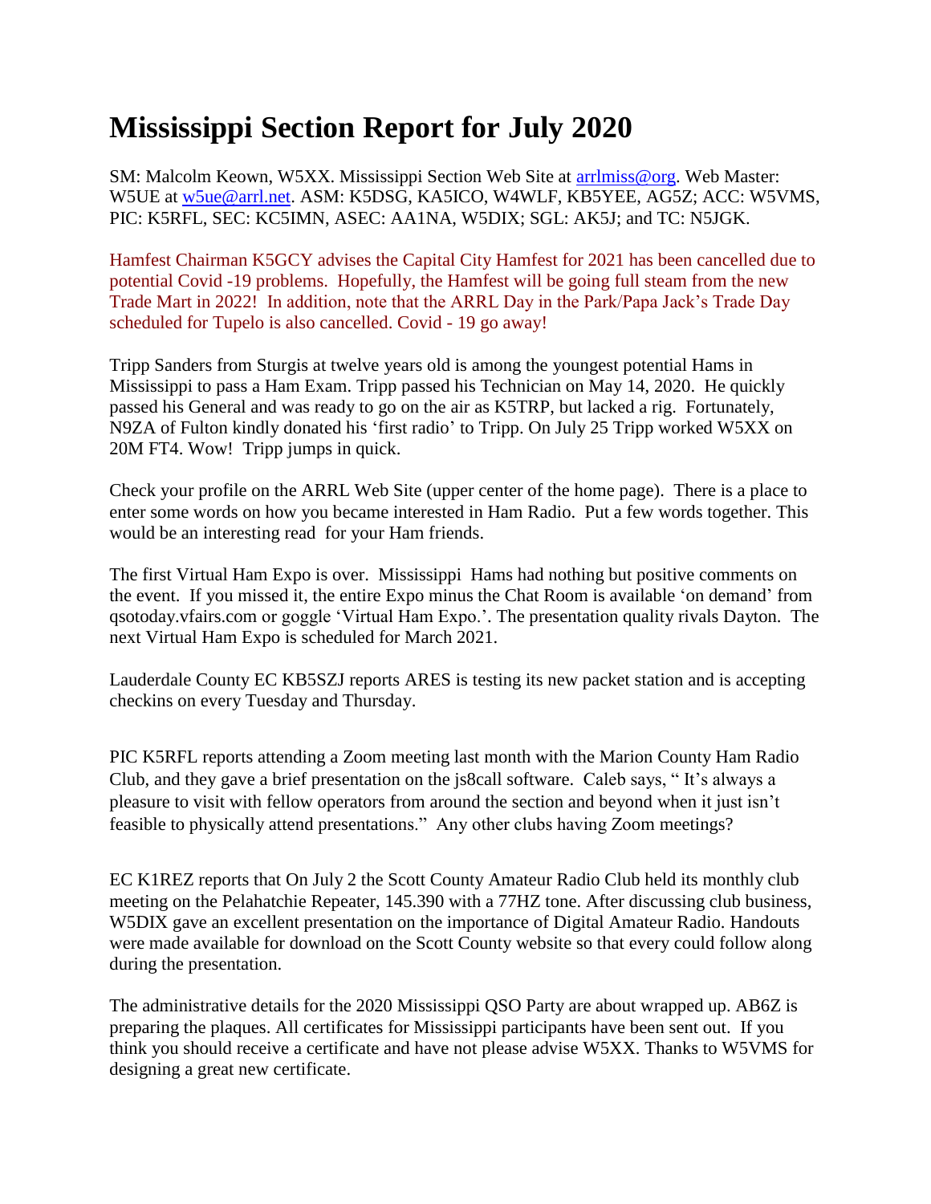# Mississippi Section Report for July 2020

SM: Malcolm Keown, W5XX. Mississippi Section Web Site at arrlmiss@org. Web Master: W5UE at w5ue@arrl.net. ASM: K5DSG, KA5ICO, W4WLF, KB5YEE, AG5Z; ACC: W5VMS, PIC: K5RFL, SEC: KC5IMN, ASEC: AA1NA, W5DIX; SGL: AK5J; and TC: N5JGK.

Hamfest Chairman K5GCY advises the Capital City Hamfest for 2021 has been cancelled due to potential Covid -19 problems. Hopefully, the Hamfest will be going full steam from the new Trade Mart in 2022! In addition, note that the ARRL Day in the Park/Papa Jack's Trade Day scheduled for Tupelo is also cancelled. Covid - 19 go away!

Tripp Sanders from Sturgis at twelve years old is among the youngest potential Hams in Mississippi to pass a Ham Exam. Tripp passed his Technician on May 14, 2020. He quickly passed his General and was ready to go on the air as K5TRP, but lacked a rig. Fortunately, N9ZA of Fulton kindly donated his 'first radio' to Tripp. On July 25 Tripp worked W5XX on 20M FT4. Wow! Tripp jumps in quick.

Check your profile on the ARRL Web Site (upper center of the home page). There is a place to enter some words on how you became interested in Ham Radio. Put a few words together. This would be an interesting read for your Ham friends.

The first Virtual Ham Expo is over. Mississippi Hams had nothing but positive comments on the event. If you missed it, the entire Expo minus the Chat Room is available 'on demand' from qsotoday.vfairs.com or goggle 'Virtual Ham Expo.'. The presentation quality rivals Dayton. The next Virtual Ham Expo is scheduled for March 2021.

Lauderdale County EC KB5SZJ reports ARES is testing its new packet station and is accepting checkins on every Tuesday and Thursday.

PIC K5RFL reports attending a Zoom meeting last month with the Marion County Ham Radio Club, and they gave a brief presentation on the js8call software. Caleb says, " It's always a pleasure to visit with fellow operators from around the section and beyond when it just isn't feasible to physically attend presentations." Any other clubs having Zoom meetings?

EC K1REZ reports that On July 2 the Scott County Amateur Radio Club held its monthly club meeting on the Pelahatchie Repeater, 145.390 with a 77HZ tone. After discussing club business, W5DIX gave an excellent presentation on the importance of Digital Amateur Radio. Handouts were made available for download on the Scott County website so that every could follow along during the presentation.

The administrative details for the 2020 Mississippi QSO Party are about wrapped up. AB6Z is preparing the plaques. All certificates for Mississippi participants have been sent out. If you think you should receive a certificate and have not please advise W5XX. Thanks to W5VMS for designing a great new certificate.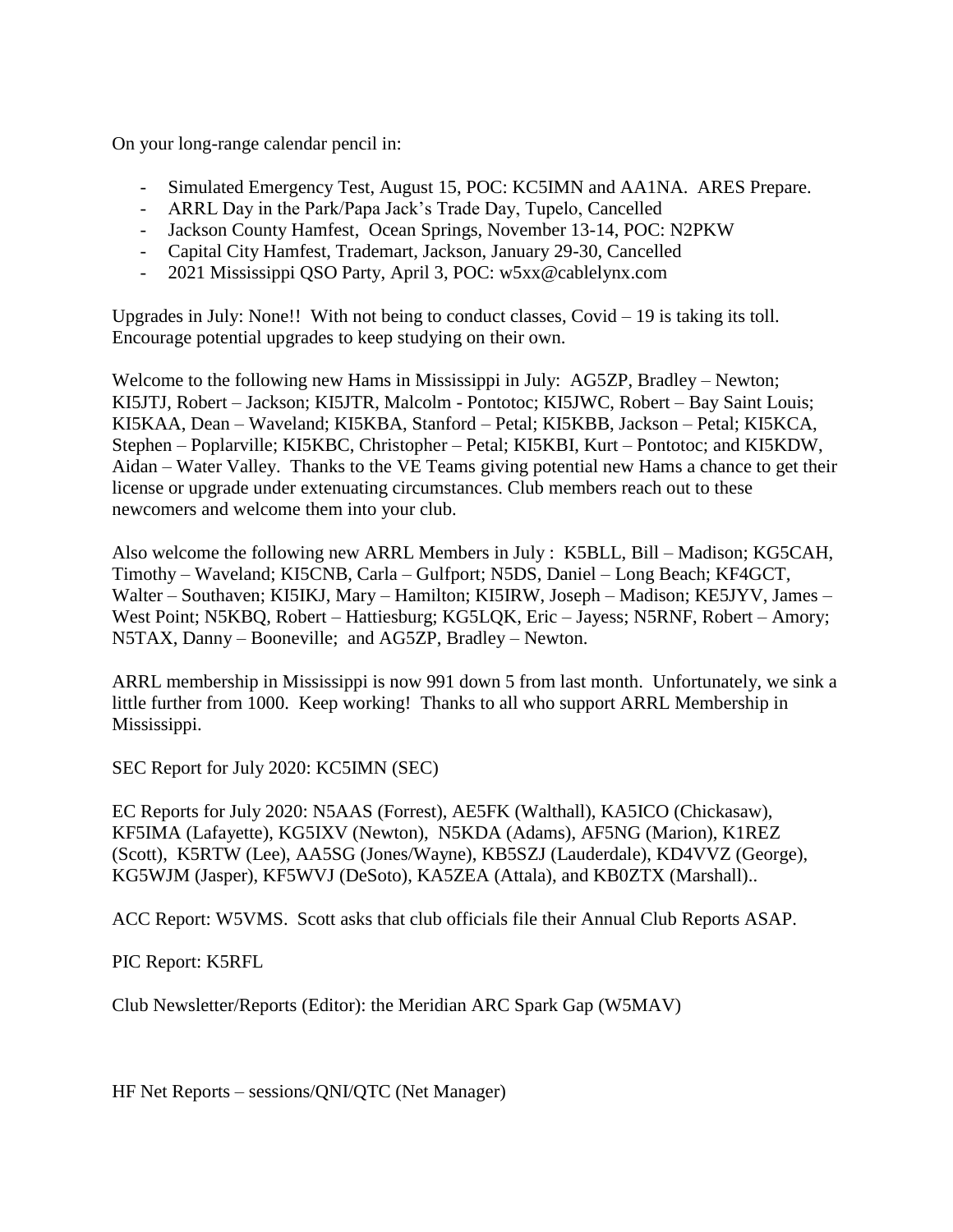On your long-range calendar pencil in:

- Simulated Emergency Test, August 15, POC: KC5IMN and AA1NA. ARES Prepare.
- ARRL Day in the Park/Papa Jack's Trade Day, Tupelo, Cancelled
- Jackson County Hamfest, Ocean Springs, November 13-14, POC: N2PKW
- Capital City Hamfest, Trademart, Jackson, January 29-30, Cancelled
- 2021 Mississippi QSO Party, April 3, POC: w5xx@cablelynx.com

Upgrades in July: None!! With not being to conduct classes, Covid – 19 is taking its toll. Encourage potential upgrades to keep studying on their own.

Welcome to the following new Hams in Mississippi in July: AG5ZP, Bradley – Newton; KI5JTJ, Robert – Jackson; KI5JTR, Malcolm - Pontotoc; KI5JWC, Robert – Bay Saint Louis; KI5KAA, Dean – Waveland; KI5KBA, Stanford – Petal; KI5KBB, Jackson – Petal; KI5KCA, Stephen – Poplarville; KI5KBC, Christopher – Petal; KI5KBI, Kurt – Pontotoc; and KI5KDW, Aidan – Water Valley. Thanks to the VE Teams giving potential new Hams a chance to get their license or upgrade under extenuating circumstances. Club members reach out to these newcomers and welcome them into your club.

Also welcome the following new ARRL Members in July : K5BLL, Bill – Madison; KG5CAH, Timothy – Waveland; KI5CNB, Carla – Gulfport; N5DS, Daniel – Long Beach; KF4GCT, Walter – Southaven; KI5IKJ, Mary – Hamilton; KI5IRW, Joseph – Madison; KE5JYV, James – West Point; N5KBQ, Robert – Hattiesburg; KG5LQK, Eric – Jayess; N5RNF, Robert – Amory; N5TAX, Danny – Booneville; and AG5ZP, Bradley – Newton.

ARRL membership in Mississippi is now 991 down 5 from last month. Unfortunately, we sink a little further from 1000. Keep working! Thanks to all who support ARRL Membership in Mississippi.

SEC Report for July 2020: KC5IMN (SEC)

EC Reports for July 2020: N5AAS (Forrest), AE5FK (Walthall), KA5ICO (Chickasaw), KF5IMA (Lafayette), KG5IXV (Newton), N5KDA (Adams), AF5NG (Marion), K1REZ (Scott), K5RTW (Lee), AA5SG (Jones/Wayne), KB5SZJ (Lauderdale), KD4VVZ (George), KG5WJM (Jasper), KF5WVJ (DeSoto), KA5ZEA (Attala), and KB0ZTX (Marshall)..

ACC Report: W5VMS. Scott asks that club officials file their Annual Club Reports ASAP.

PIC Report: K5RFL

Club Newsletter/Reports (Editor): the Meridian ARC Spark Gap (W5MAV)

HF Net Reports – sessions/QNI/QTC (Net Manager)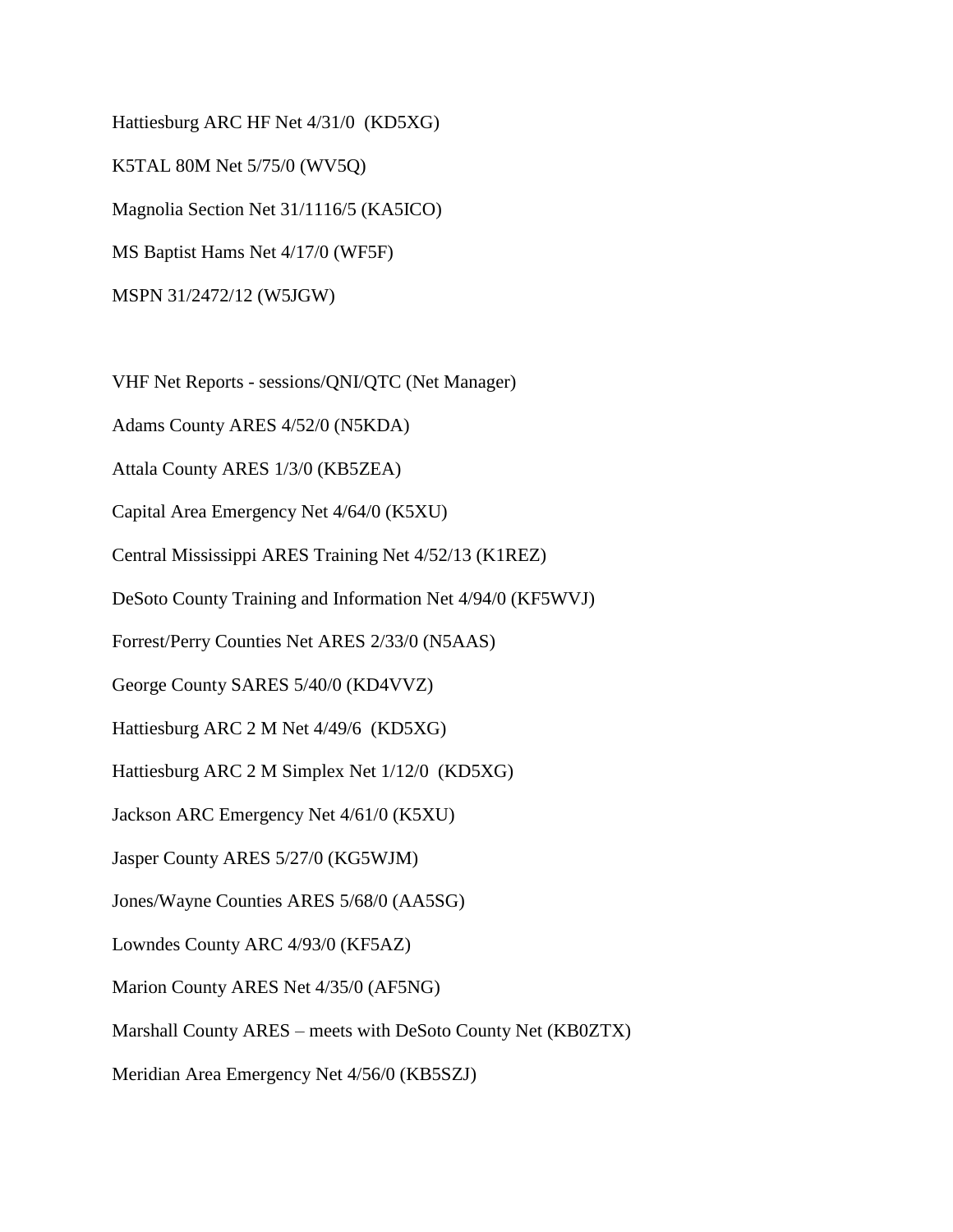Hattiesburg ARC HF Net 4/31/0 (KD5XG)

K5TAL 80M Net 5/75/0 (WV5Q)

Magnolia Section Net 31/1116/5 (KA5ICO)

MS Baptist Hams Net 4/17/0 (WF5F)

MSPN 31/2472/12 (W5JGW)

VHF Net Reports - sessions/QNI/QTC (Net Manager)

Adams County ARES 4/52/0 (N5KDA)

Attala County ARES 1/3/0 (KB5ZEA)

Capital Area Emergency Net 4/64/0 (K5XU)

Central Mississippi ARES Training Net 4/52/13 (K1REZ)

DeSoto County Training and Information Net 4/94/0 (KF5WVJ)

Forrest/Perry Counties Net ARES 2/33/0 (N5AAS)

George County SARES 5/40/0 (KD4VVZ)

Hattiesburg ARC 2 M Net 4/49/6 (KD5XG)

Hattiesburg ARC 2 M Simplex Net 1/12/0 (KD5XG)

Jackson ARC Emergency Net 4/61/0 (K5XU)

Jasper County ARES 5/27/0 (KG5WJM)

Jones/Wayne Counties ARES 5/68/0 (AA5SG)

Lowndes County ARC 4/93/0 (KF5AZ)

Marion County ARES Net 4/35/0 (AF5NG)

Marshall County ARES – meets with DeSoto County Net (KB0ZTX)

Meridian Area Emergency Net 4/56/0 (KB5SZJ)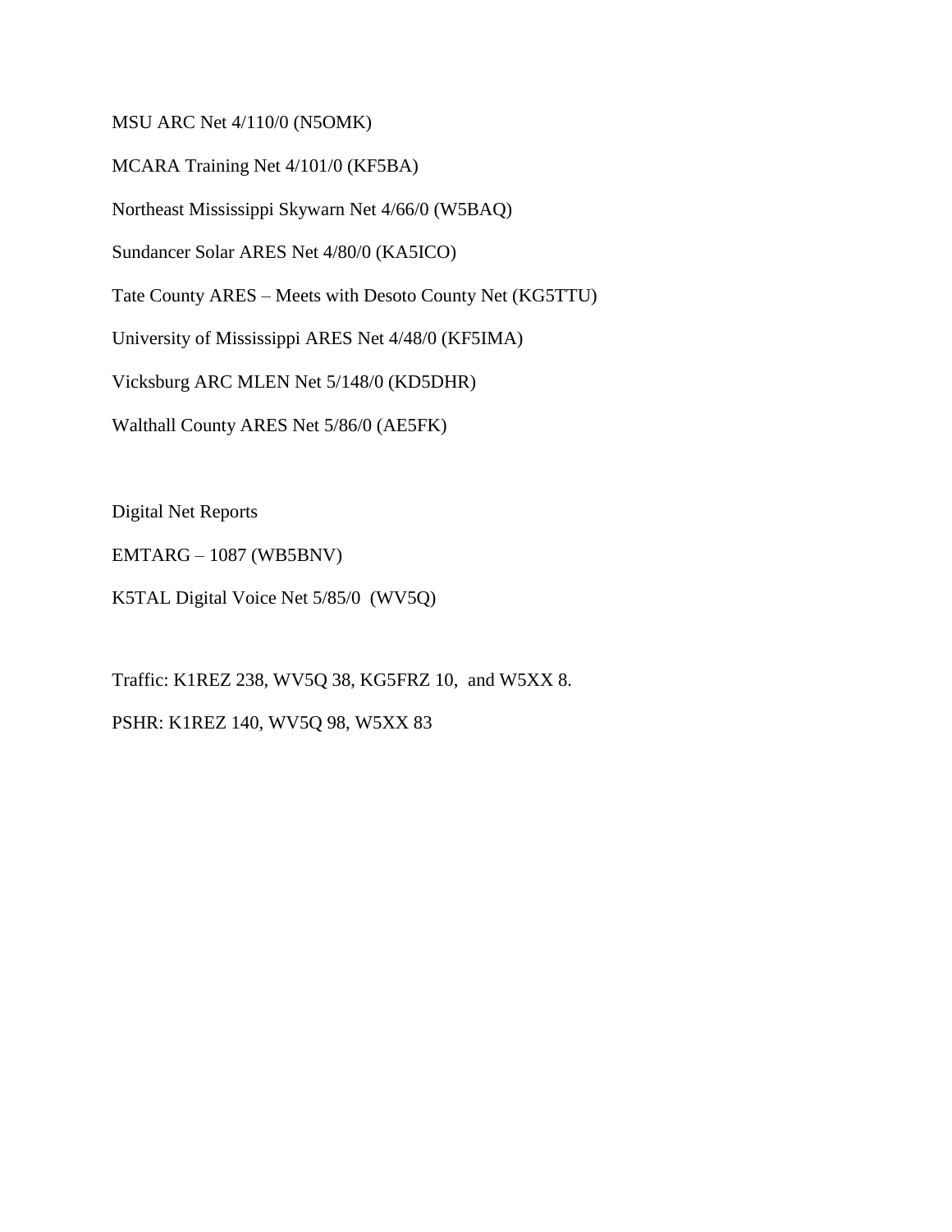MSU ARC Net 4/110/0 (N5OMK)

MCARA Training Net 4/101/0 (KF5BA)

Northeast Mississippi Skywarn Net 4/66/0 (W5BAQ)

Sundancer Solar ARES Net 4/80/0 (KA5ICO)

Tate County ARES – Meets with Desoto County Net (KG5TTU)

University of Mississippi ARES Net 4/48/0 (KF5IMA)

Vicksburg ARC MLEN Net 5/148/0 (KD5DHR)

Walthall County ARES Net 5/86/0 (AE5FK)

Digital Net Reports

EMTARG – 1087 (WB5BNV)

K5TAL Digital Voice Net 5/85/0 (WV5Q)

Traffic: K1REZ 238, WV5Q 38, KG5FRZ 10, and W5XX 8.

PSHR: K1REZ 140, WV5Q 98, W5XX 83